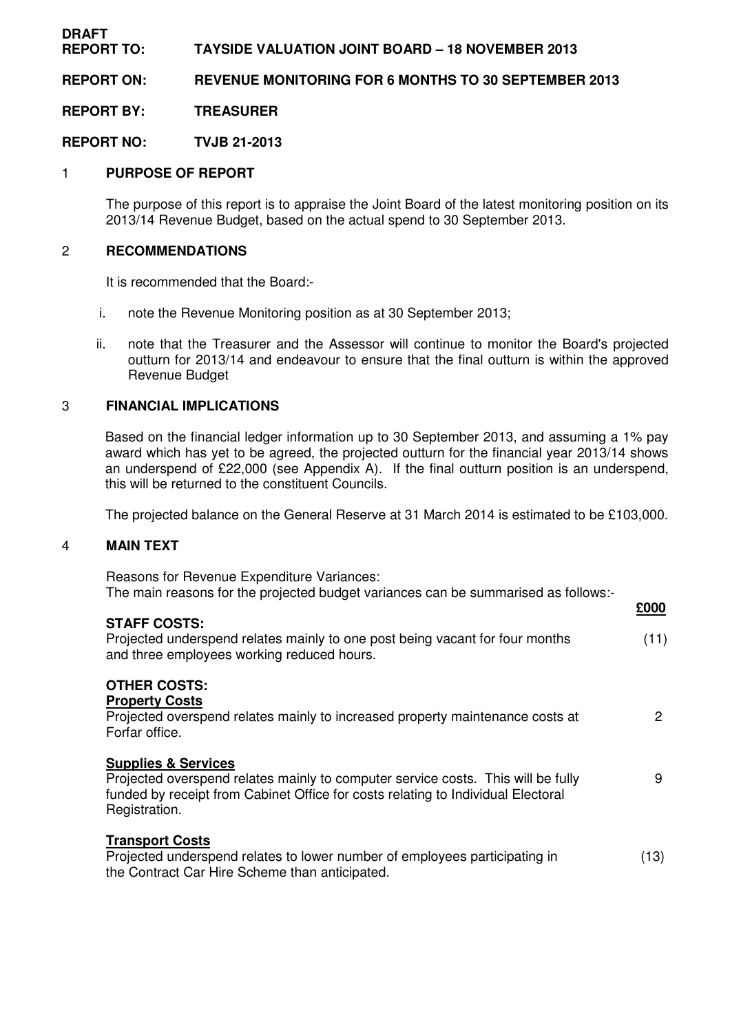**DRAFT**

**REPORT TO: TAYSIDE VALUATION JOINT BOARD – 18 NOVEMBER 2013**

**REPORT ON: REVENUE MONITORING FOR 6 MONTHS TO 30 SEPTEMBER 2013**

**REPORT BY: TREASURER**

**REPORT NO: TVJB 21-2013**

## 1 PURPOSE OF REPORT

The purpose of this report is to appraise the Joint Board of the latest monitoring position on its 2013/14 Revenue Budget, based on the actual spend to 30 September 2013.

## 2 RECOMMENDATIONS

It is recommended that the Board:-

i. note the Revenue Monitoring position as at 30 September 2013;

ii. note that the Treasurer and the Assessor will continue to monitor the Board's projected outturn for 2013/14 and endeavour to ensure that the final outturn is within the approved Revenue Budget

## 3 FINANCIAL IMPLICATIONS

Based on the financial ledger information up to 30 September 2013, and assuming a 1% pay award which has yet to be agreed, the projected outturn for the financial year 2013/14 shows an underspend of £22,000 (see Appendix A). If the final outturn position is an underspend, this will be returned to the constituent Councils.

The projected balance on the General Reserve at 31 March 2014 is estimated to be £103,000.

## 4 MAIN TEXT

Reasons for Revenue Expenditure Variances:
The main reasons for the projected budget variances can be summarised as follows:-

| | **£000** |
|---|---|
| **STAFF COSTS:** | |
| Projected underspend relates mainly to one post being vacant for four months and three employees working reduced hours. | (11) |
| **OTHER COSTS:** | |
| **Property Costs** | |
| Projected overspend relates mainly to increased property maintenance costs at Forfar office. | 2 |
| **Supplies & Services** | |
| Projected overspend relates mainly to computer service costs. This will be fully funded by receipt from Cabinet Office for costs relating to Individual Electoral Registration. | 9 |
| **Transport Costs** | |
| Projected underspend relates to lower number of employees participating in the Contract Car Hire Scheme than anticipated. | (13) |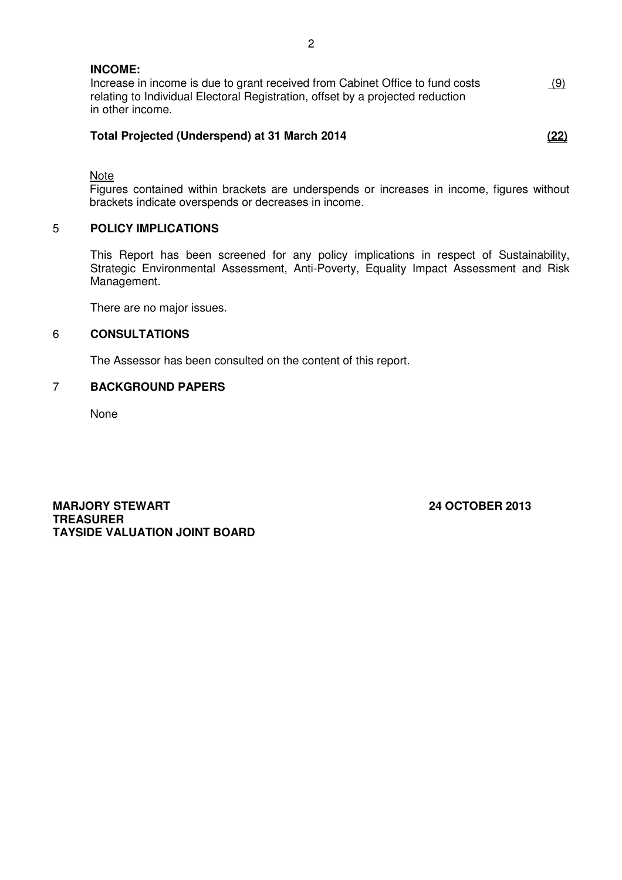**INCOME:**

Increase in income is due to grant received from Cabinet Office to fund costs relating to Individual Electoral Registration, offset by a projected reduction in other income. (9)

**Total Projected (Underspend) at 31 March 2014** **(22)**

Note

Figures contained within brackets are underspends or increases in income, figures without brackets indicate overspends or decreases in income.

## 5 POLICY IMPLICATIONS

This Report has been screened for any policy implications in respect of Sustainability, Strategic Environmental Assessment, Anti-Poverty, Equality Impact Assessment and Risk Management.

There are no major issues.

## 6 CONSULTATIONS

The Assessor has been consulted on the content of this report.

## 7 BACKGROUND PAPERS

None

**MARJORY STEWART**
**TREASURER**
**TAYSIDE VALUATION JOINT BOARD**

**24 OCTOBER 2013**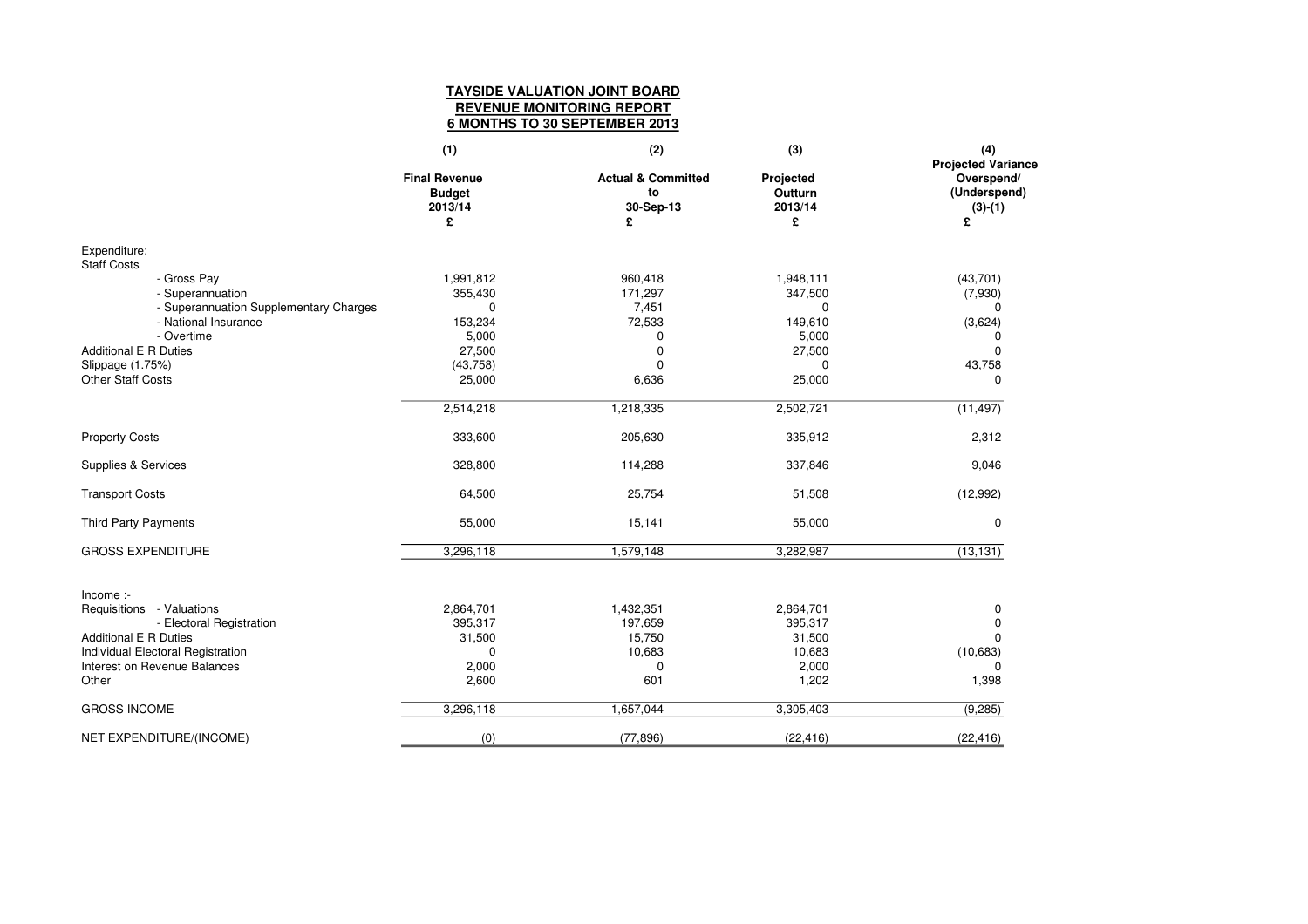# TAYSIDE VALUATION JOINT BOARD
## REVENUE MONITORING REPORT
## 6 MONTHS TO 30 SEPTEMBER 2013

| | (1) Final Revenue Budget 2013/14 £ | (2) Actual & Committed to 30-Sep-13 £ | (3) Projected Outturn 2013/14 £ | (4) Projected Variance Overspend/ (Underspend) (3)-(1) £ |
|---|---|---|---|---|
| Expenditure: | | | | |
| Staff Costs | | | | |
| - Gross Pay | 1,991,812 | 960,418 | 1,948,111 | (43,701) |
| - Superannuation | 355,430 | 171,297 | 347,500 | (7,930) |
| - Superannuation Supplementary Charges | 0 | 7,451 | 0 | 0 |
| - National Insurance | 153,234 | 72,533 | 149,610 | (3,624) |
| - Overtime | 5,000 | 0 | 5,000 | 0 |
| Additional E R Duties | 27,500 | 0 | 27,500 | 0 |
| Slippage (1.75%) | (43,758) | 0 | 0 | 43,758 |
| Other Staff Costs | 25,000 | 6,636 | 25,000 | 0 |
| | 2,514,218 | 1,218,335 | 2,502,721 | (11,497) |
| Property Costs | 333,600 | 205,630 | 335,912 | 2,312 |
| Supplies & Services | 328,800 | 114,288 | 337,846 | 9,046 |
| Transport Costs | 64,500 | 25,754 | 51,508 | (12,992) |
| Third Party Payments | 55,000 | 15,141 | 55,000 | 0 |
| GROSS EXPENDITURE | 3,296,118 | 1,579,148 | 3,282,987 | (13,131) |
| Income :- | | | | |
| Requisitions - Valuations | 2,864,701 | 1,432,351 | 2,864,701 | 0 |
| - Electoral Registration | 395,317 | 197,659 | 395,317 | 0 |
| Additional E R Duties | 31,500 | 15,750 | 31,500 | 0 |
| Individual Electoral Registration | 0 | 10,683 | 10,683 | (10,683) |
| Interest on Revenue Balances | 2,000 | 0 | 2,000 | 0 |
| Other | 2,600 | 601 | 1,202 | 1,398 |
| GROSS INCOME | 3,296,118 | 1,657,044 | 3,305,403 | (9,285) |
| NET EXPENDITURE/(INCOME) | (0) | (77,896) | (22,416) | (22,416) |